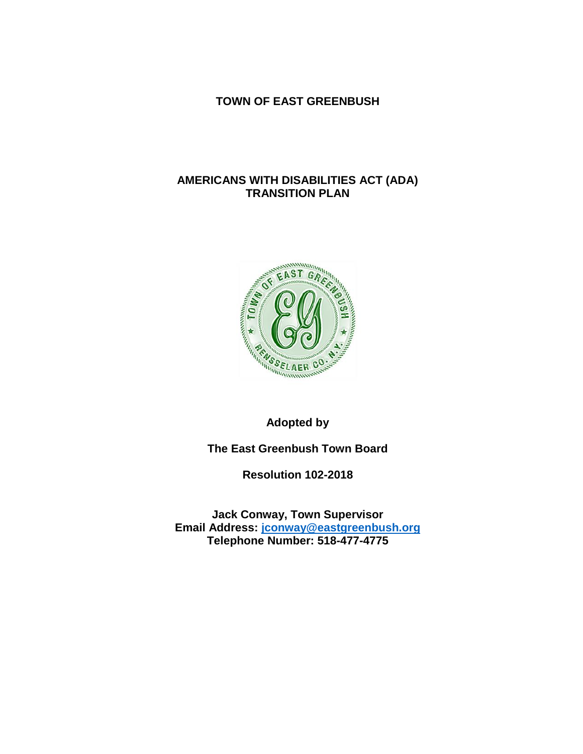# TOWN OF EAST GREENBUSH

## AMERICANS WITH DISABILITIES ACT (ADA) TRANSITION PLAN

**Adopted by**

**The East Greenbush Town Board**

**Resolution 102-2018**

**Jack Conway, Town Supervisor**
**Email Address: [jconway@eastgreenbush.org](mailto:jconway@eastgreenbush.org)**
**Telephone Number: 518-477-4775**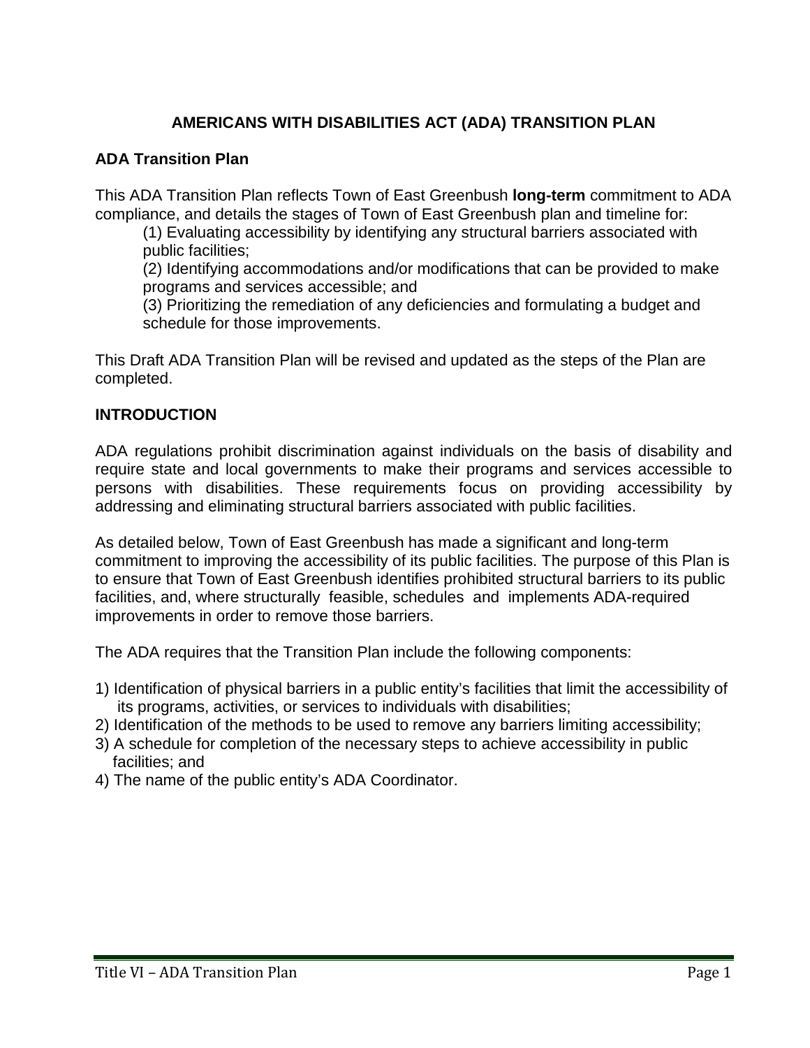# AMERICANS WITH DISABILITIES ACT (ADA) TRANSITION PLAN

## ADA Transition Plan

This ADA Transition Plan reflects Town of East Greenbush **long-term** commitment to ADA compliance, and details the stages of Town of East Greenbush plan and timeline for:

(1) Evaluating accessibility by identifying any structural barriers associated with public facilities;
(2) Identifying accommodations and/or modifications that can be provided to make programs and services accessible; and
(3) Prioritizing the remediation of any deficiencies and formulating a budget and schedule for those improvements.

This Draft ADA Transition Plan will be revised and updated as the steps of the Plan are completed.

## INTRODUCTION

ADA regulations prohibit discrimination against individuals on the basis of disability and require state and local governments to make their programs and services accessible to persons with disabilities. These requirements focus on providing accessibility by addressing and eliminating structural barriers associated with public facilities.

As detailed below, Town of East Greenbush has made a significant and long-term commitment to improving the accessibility of its public facilities. The purpose of this Plan is to ensure that Town of East Greenbush identifies prohibited structural barriers to its public facilities, and, where structurally feasible, schedules and implements ADA-required improvements in order to remove those barriers.

The ADA requires that the Transition Plan include the following components:

1) Identification of physical barriers in a public entity's facilities that limit the accessibility of its programs, activities, or services to individuals with disabilities;
2) Identification of the methods to be used to remove any barriers limiting accessibility;
3) A schedule for completion of the necessary steps to achieve accessibility in public facilities; and
4) The name of the public entity's ADA Coordinator.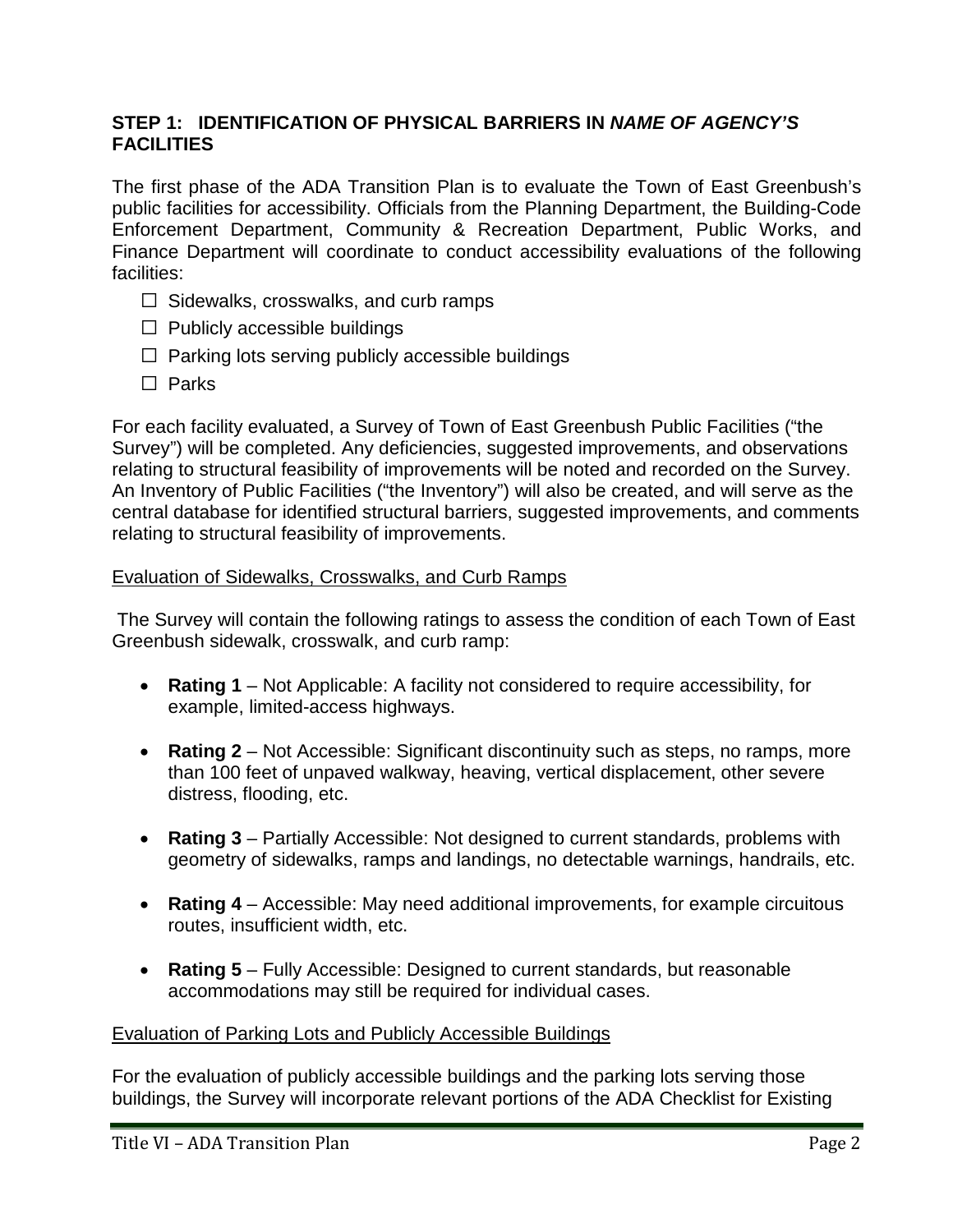## STEP 1: IDENTIFICATION OF PHYSICAL BARRIERS IN *NAME OF AGENCY'S* FACILITIES

The first phase of the ADA Transition Plan is to evaluate the Town of East Greenbush's public facilities for accessibility. Officials from the Planning Department, the Building-Code Enforcement Department, Community & Recreation Department, Public Works, and Finance Department will coordinate to conduct accessibility evaluations of the following facilities:

- ☐ Sidewalks, crosswalks, and curb ramps
- ☐ Publicly accessible buildings
- ☐ Parking lots serving publicly accessible buildings
- ☐ Parks

For each facility evaluated, a Survey of Town of East Greenbush Public Facilities ("the Survey") will be completed. Any deficiencies, suggested improvements, and observations relating to structural feasibility of improvements will be noted and recorded on the Survey. An Inventory of Public Facilities ("the Inventory") will also be created, and will serve as the central database for identified structural barriers, suggested improvements, and comments relating to structural feasibility of improvements.

Evaluation of Sidewalks, Crosswalks, and Curb Ramps

The Survey will contain the following ratings to assess the condition of each Town of East Greenbush sidewalk, crosswalk, and curb ramp:

- **Rating 1** – Not Applicable: A facility not considered to require accessibility, for example, limited-access highways.
- **Rating 2** – Not Accessible: Significant discontinuity such as steps, no ramps, more than 100 feet of unpaved walkway, heaving, vertical displacement, other severe distress, flooding, etc.
- **Rating 3** – Partially Accessible: Not designed to current standards, problems with geometry of sidewalks, ramps and landings, no detectable warnings, handrails, etc.
- **Rating 4** – Accessible: May need additional improvements, for example circuitous routes, insufficient width, etc.
- **Rating 5** – Fully Accessible: Designed to current standards, but reasonable accommodations may still be required for individual cases.

Evaluation of Parking Lots and Publicly Accessible Buildings

For the evaluation of publicly accessible buildings and the parking lots serving those buildings, the Survey will incorporate relevant portions of the ADA Checklist for Existing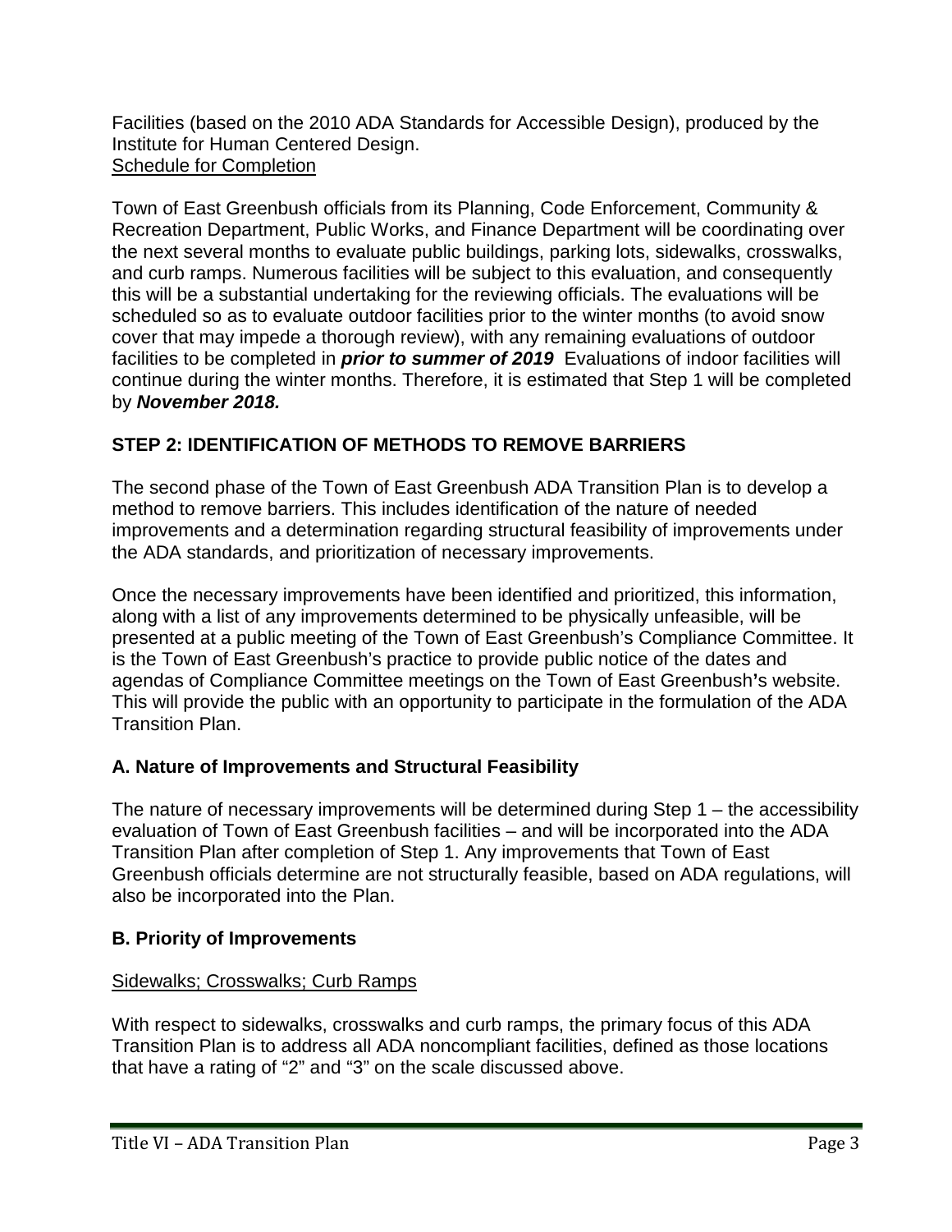Facilities (based on the 2010 ADA Standards for Accessible Design), produced by the Institute for Human Centered Design.

Schedule for Completion

Town of East Greenbush officials from its Planning, Code Enforcement, Community & Recreation Department, Public Works, and Finance Department will be coordinating over the next several months to evaluate public buildings, parking lots, sidewalks, crosswalks, and curb ramps. Numerous facilities will be subject to this evaluation, and consequently this will be a substantial undertaking for the reviewing officials. The evaluations will be scheduled so as to evaluate outdoor facilities prior to the winter months (to avoid snow cover that may impede a thorough review), with any remaining evaluations of outdoor facilities to be completed in ***prior to summer of 2019*** Evaluations of indoor facilities will continue during the winter months. Therefore, it is estimated that Step 1 will be completed by ***November 2018.***

## STEP 2: IDENTIFICATION OF METHODS TO REMOVE BARRIERS

The second phase of the Town of East Greenbush ADA Transition Plan is to develop a method to remove barriers. This includes identification of the nature of needed improvements and a determination regarding structural feasibility of improvements under the ADA standards, and prioritization of necessary improvements.

Once the necessary improvements have been identified and prioritized, this information, along with a list of any improvements determined to be physically unfeasible, will be presented at a public meeting of the Town of East Greenbush's Compliance Committee. It is the Town of East Greenbush's practice to provide public notice of the dates and agendas of Compliance Committee meetings on the Town of East Greenbush's website. This will provide the public with an opportunity to participate in the formulation of the ADA Transition Plan.

### A. Nature of Improvements and Structural Feasibility

The nature of necessary improvements will be determined during Step 1 – the accessibility evaluation of Town of East Greenbush facilities – and will be incorporated into the ADA Transition Plan after completion of Step 1. Any improvements that Town of East Greenbush officials determine are not structurally feasible, based on ADA regulations, will also be incorporated into the Plan.

### B. Priority of Improvements

Sidewalks; Crosswalks; Curb Ramps

With respect to sidewalks, crosswalks and curb ramps, the primary focus of this ADA Transition Plan is to address all ADA noncompliant facilities, defined as those locations that have a rating of "2" and "3" on the scale discussed above.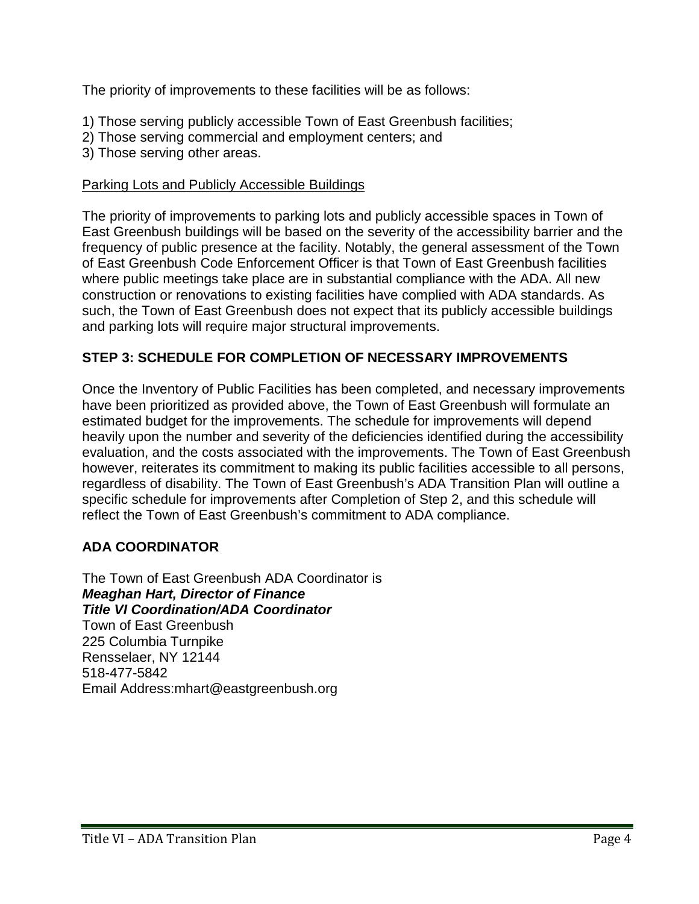The priority of improvements to these facilities will be as follows:

1) Those serving publicly accessible Town of East Greenbush facilities;
2) Those serving commercial and employment centers; and
3) Those serving other areas.

<u>Parking Lots and Publicly Accessible Buildings</u>

The priority of improvements to parking lots and publicly accessible spaces in Town of East Greenbush buildings will be based on the severity of the accessibility barrier and the frequency of public presence at the facility. Notably, the general assessment of the Town of East Greenbush Code Enforcement Officer is that Town of East Greenbush facilities where public meetings take place are in substantial compliance with the ADA. All new construction or renovations to existing facilities have complied with ADA standards. As such, the Town of East Greenbush does not expect that its publicly accessible buildings and parking lots will require major structural improvements.

## STEP 3: SCHEDULE FOR COMPLETION OF NECESSARY IMPROVEMENTS

Once the Inventory of Public Facilities has been completed, and necessary improvements have been prioritized as provided above, the Town of East Greenbush will formulate an estimated budget for the improvements. The schedule for improvements will depend heavily upon the number and severity of the deficiencies identified during the accessibility evaluation, and the costs associated with the improvements. The Town of East Greenbush however, reiterates its commitment to making its public facilities accessible to all persons, regardless of disability. The Town of East Greenbush's ADA Transition Plan will outline a specific schedule for improvements after Completion of Step 2, and this schedule will reflect the Town of East Greenbush's commitment to ADA compliance.

## ADA COORDINATOR

The Town of East Greenbush ADA Coordinator is
***Meaghan Hart, Director of Finance***
***Title VI Coordination/ADA Coordinator***
Town of East Greenbush
225 Columbia Turnpike
Rensselaer, NY 12144
518-477-5842
Email Address:mhart@eastgreenbush.org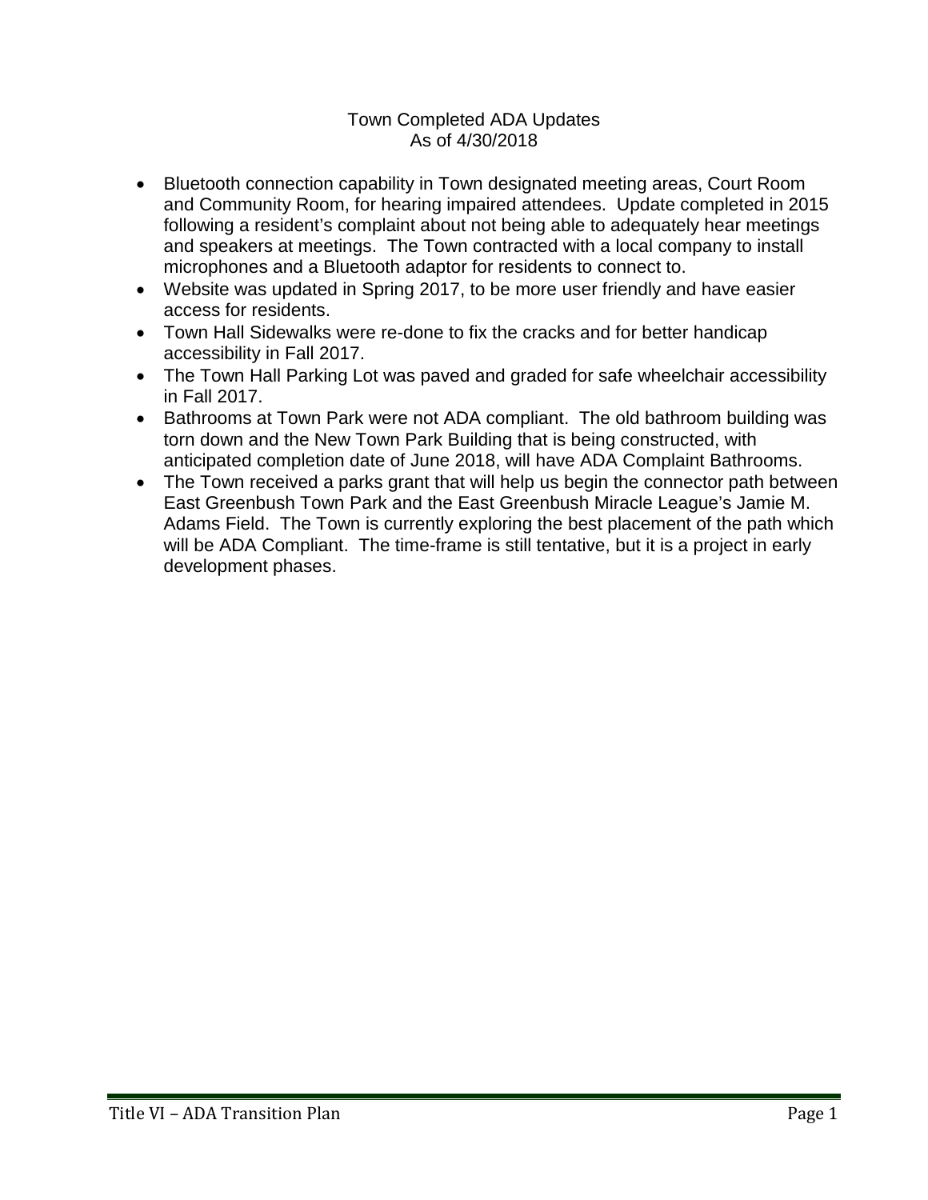Town Completed ADA Updates
As of 4/30/2018

- Bluetooth connection capability in Town designated meeting areas, Court Room and Community Room, for hearing impaired attendees. Update completed in 2015 following a resident's complaint about not being able to adequately hear meetings and speakers at meetings. The Town contracted with a local company to install microphones and a Bluetooth adaptor for residents to connect to.
- Website was updated in Spring 2017, to be more user friendly and have easier access for residents.
- Town Hall Sidewalks were re-done to fix the cracks and for better handicap accessibility in Fall 2017.
- The Town Hall Parking Lot was paved and graded for safe wheelchair accessibility in Fall 2017.
- Bathrooms at Town Park were not ADA compliant. The old bathroom building was torn down and the New Town Park Building that is being constructed, with anticipated completion date of June 2018, will have ADA Complaint Bathrooms.
- The Town received a parks grant that will help us begin the connector path between East Greenbush Town Park and the East Greenbush Miracle League's Jamie M. Adams Field. The Town is currently exploring the best placement of the path which will be ADA Compliant. The time-frame is still tentative, but it is a project in early development phases.